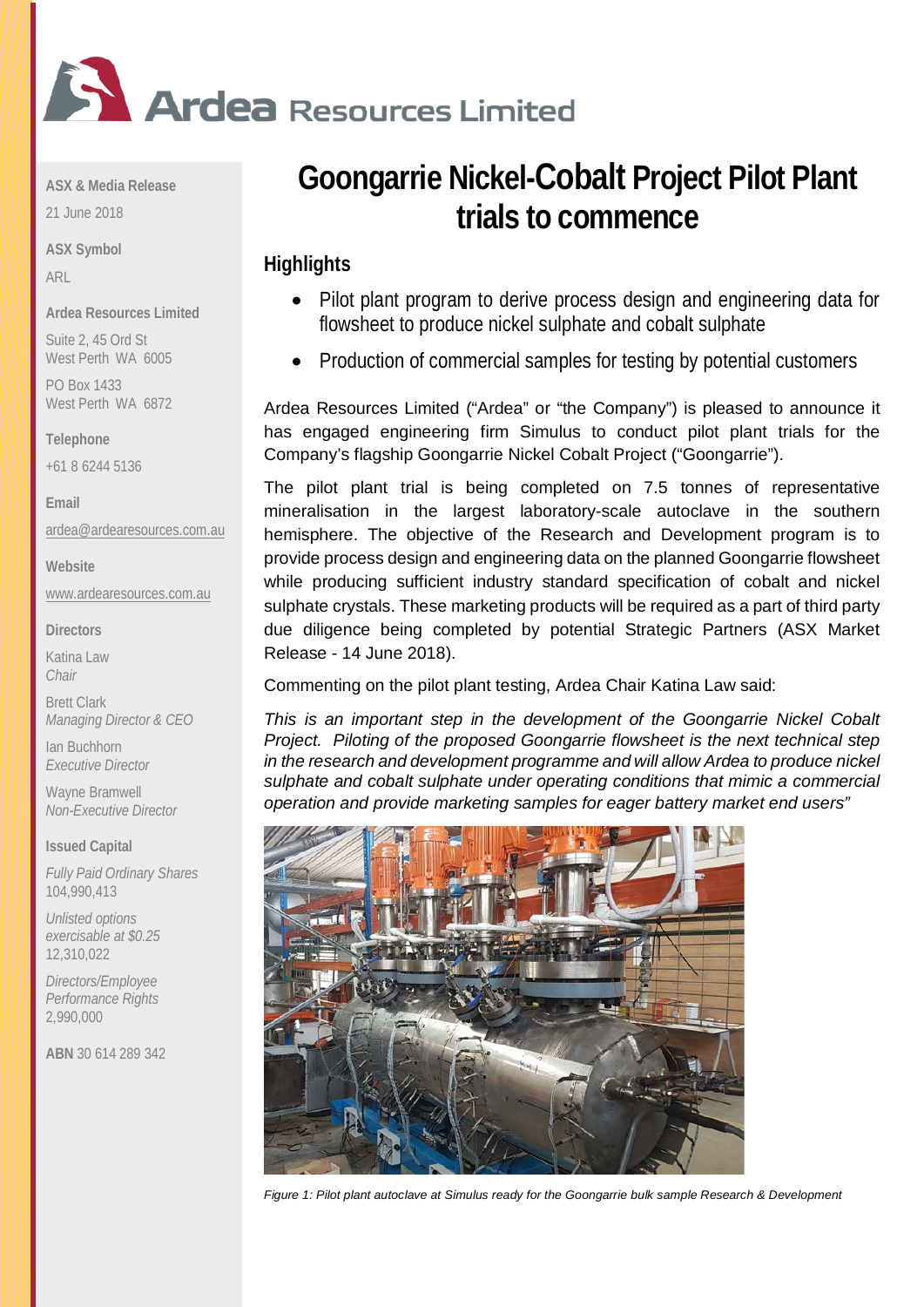# Ardea Resources Limited

**ASX & Media Release**

21 June 2018

**ASX Symbol**

ARL

**Ardea Resources Limited**

Suite 2, 45 Ord St
West Perth WA 6005

PO Box 1433
West Perth WA 6872

**Telephone**

+61 8 6244 5136

**Email**

ardea@ardearesources.com.au

**Website**

www.ardearesources.com.au

**Directors**

Katina Law
*Chair*

Brett Clark
*Managing Director & CEO*

Ian Buchhorn
*Executive Director*

Wayne Bramwell
*Non-Executive Director*

**Issued Capital**

*Fully Paid Ordinary Shares*
104,990,413

*Unlisted options exercisable at $0.25*
12,310,022

*Directors/Employee Performance Rights*
2,990,000

**ABN** 30 614 289 342

# Goongarrie Nickel-Cobalt Project Pilot Plant trials to commence

## Highlights

- Pilot plant program to derive process design and engineering data for flowsheet to produce nickel sulphate and cobalt sulphate
- Production of commercial samples for testing by potential customers

Ardea Resources Limited ("Ardea" or "the Company") is pleased to announce it has engaged engineering firm Simulus to conduct pilot plant trials for the Company's flagship Goongarrie Nickel Cobalt Project ("Goongarrie").

The pilot plant trial is being completed on 7.5 tonnes of representative mineralisation in the largest laboratory-scale autoclave in the southern hemisphere. The objective of the Research and Development program is to provide process design and engineering data on the planned Goongarrie flowsheet while producing sufficient industry standard specification of cobalt and nickel sulphate crystals. These marketing products will be required as a part of third party due diligence being completed by potential Strategic Partners (ASX Market Release - 14 June 2018).

Commenting on the pilot plant testing, Ardea Chair Katina Law said:

*This is an important step in the development of the Goongarrie Nickel Cobalt Project. Piloting of the proposed Goongarrie flowsheet is the next technical step in the research and development programme and will allow Ardea to produce nickel sulphate and cobalt sulphate under operating conditions that mimic a commercial operation and provide marketing samples for eager battery market end users"*

*Figure 1: Pilot plant autoclave at Simulus ready for the Goongarrie bulk sample Research & Development*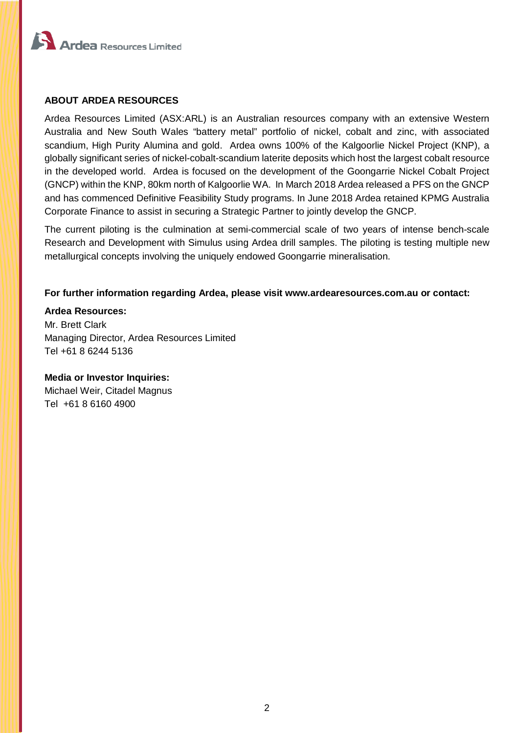## ABOUT ARDEA RESOURCES

Ardea Resources Limited (ASX:ARL) is an Australian resources company with an extensive Western Australia and New South Wales "battery metal" portfolio of nickel, cobalt and zinc, with associated scandium, High Purity Alumina and gold. Ardea owns 100% of the Kalgoorlie Nickel Project (KNP), a globally significant series of nickel-cobalt-scandium laterite deposits which host the largest cobalt resource in the developed world. Ardea is focused on the development of the Goongarrie Nickel Cobalt Project (GNCP) within the KNP, 80km north of Kalgoorlie WA. In March 2018 Ardea released a PFS on the GNCP and has commenced Definitive Feasibility Study programs. In June 2018 Ardea retained KPMG Australia Corporate Finance to assist in securing a Strategic Partner to jointly develop the GNCP.

The current piloting is the culmination at semi-commercial scale of two years of intense bench-scale Research and Development with Simulus using Ardea drill samples. The piloting is testing multiple new metallurgical concepts involving the uniquely endowed Goongarrie mineralisation.

**For further information regarding Ardea, please visit www.ardearesources.com.au or contact:**

**Ardea Resources:**
Mr. Brett Clark
Managing Director, Ardea Resources Limited
Tel +61 8 6244 5136

**Media or Investor Inquiries:**
Michael Weir, Citadel Magnus
Tel +61 8 6160 4900